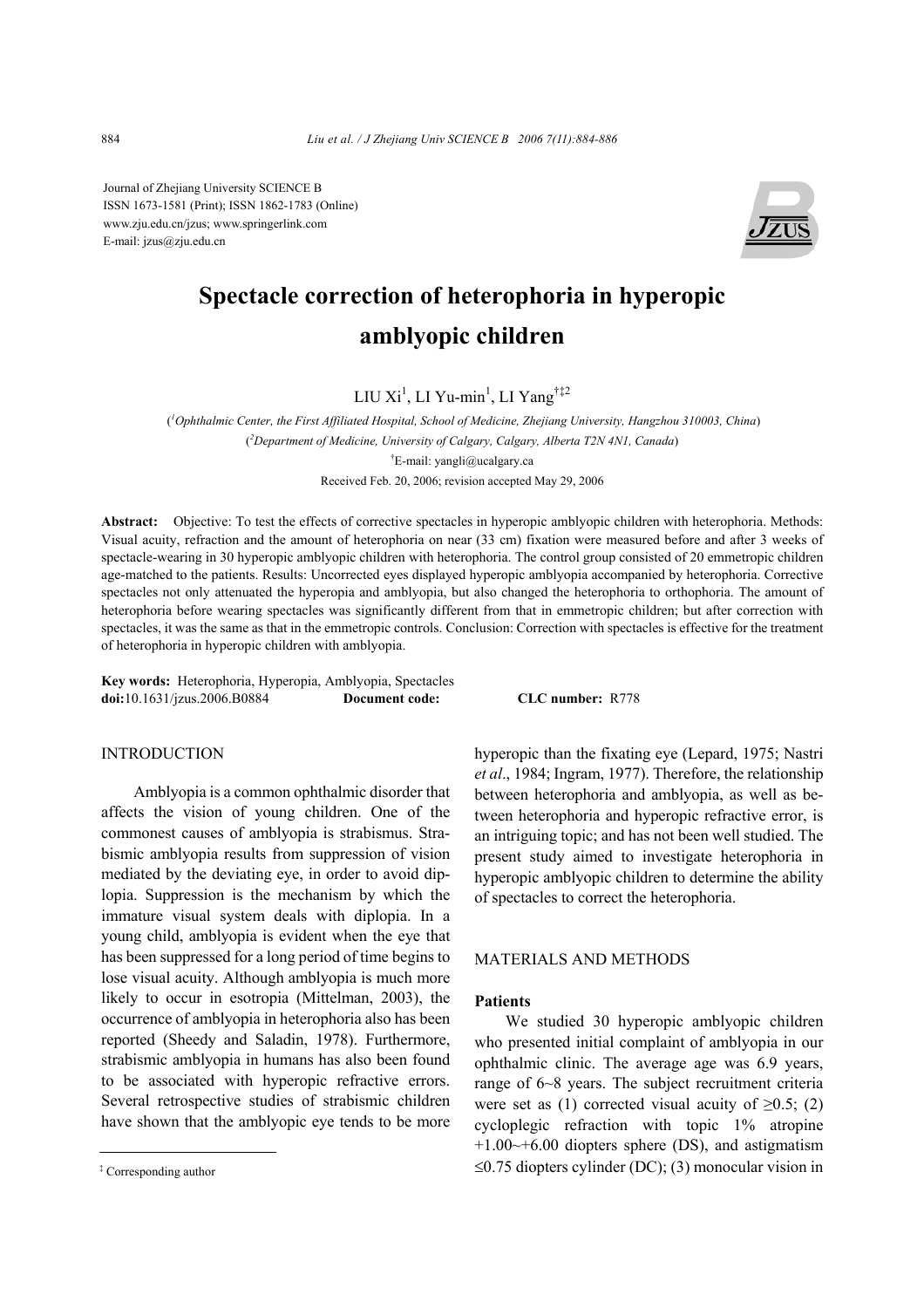Journal of Zhejiang University SCIENCE B
ISSN 1673-1581 (Print); ISSN 1862-1783 (Online)
www.zju.edu.cn/jzus; www.springerlink.com
E-mail: jzus@zju.edu.cn

# Spectacle correction of heterophoria in hyperopic amblyopic children

LIU Xi[1], LI Yu-min[1], LI Yang[†‡2]

([1]Ophthalmic Center, the First Affiliated Hospital, School of Medicine, Zhejiang University, Hangzhou 310003, China)

([2]Department of Medicine, University of Calgary, Calgary, Alberta T2N 4N1, Canada)

[†]E-mail: yangli@ucalgary.ca

Received Feb. 20, 2006; revision accepted May 29, 2006

**Abstract:** Objective: To test the effects of corrective spectacles in hyperopic amblyopic children with heterophoria. Methods: Visual acuity, refraction and the amount of heterophoria on near (33 cm) fixation were measured before and after 3 weeks of spectacle-wearing in 30 hyperopic amblyopic children with heterophoria. The control group consisted of 20 emmetropic children age-matched to the patients. Results: Uncorrected eyes displayed hyperopic amblyopia accompanied by heterophoria. Corrective spectacles not only attenuated the hyperopia and amblyopia, but also changed the heterophoria to orthophoria. The amount of heterophoria before wearing spectacles was significantly different from that in emmetropic children; but after correction with spectacles, it was the same as that in the emmetropic controls. Conclusion: Correction with spectacles is effective for the treatment of heterophoria in hyperopic children with amblyopia.

**Key words:** Heterophoria, Hyperopia, Amblyopia, Spectacles
**doi:**10.1631/jzus.2006.B0884 **Document code:** **CLC number:** R778

## INTRODUCTION

Amblyopia is a common ophthalmic disorder that affects the vision of young children. One of the commonest causes of amblyopia is strabismus. Strabismic amblyopia results from suppression of vision mediated by the deviating eye, in order to avoid diplopia. Suppression is the mechanism by which the immature visual system deals with diplopia. In a young child, amblyopia is evident when the eye that has been suppressed for a long period of time begins to lose visual acuity. Although amblyopia is much more likely to occur in esotropia (Mittelman, 2003), the occurrence of amblyopia in heterophoria also has been reported (Sheedy and Saladin, 1978). Furthermore, strabismic amblyopia in humans has also been found to be associated with hyperopic refractive errors. Several retrospective studies of strabismic children have shown that the amblyopic eye tends to be more hyperopic than the fixating eye (Lepard, 1975; Nastri *et al*., 1984; Ingram, 1977). Therefore, the relationship between heterophoria and amblyopia, as well as between heterophoria and hyperopic refractive error, is an intriguing topic; and has not been well studied. The present study aimed to investigate heterophoria in hyperopic amblyopic children to determine the ability of spectacles to correct the heterophoria.

## MATERIALS AND METHODS

### Patients

We studied 30 hyperopic amblyopic children who presented initial complaint of amblyopia in our ophthalmic clinic. The average age was 6.9 years, range of 6~8 years. The subject recruitment criteria were set as (1) corrected visual acuity of ≥0.5; (2) cycloplegic refraction with topic 1% atropine +1.00~+6.00 diopters sphere (DS), and astigmatism ≤0.75 diopters cylinder (DC); (3) monocular vision in

[‡] Corresponding author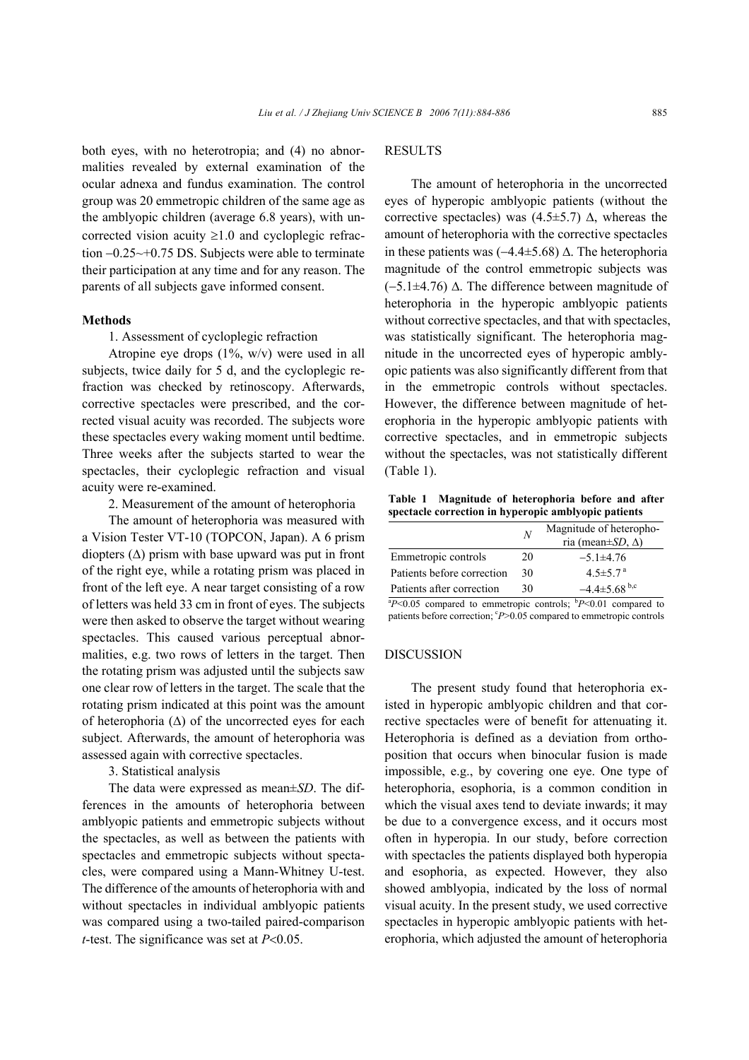both eyes, with no heterotropia; and (4) no abnormalities revealed by external examination of the ocular adnexa and fundus examination. The control group was 20 emmetropic children of the same age as the amblyopic children (average 6.8 years), with uncorrected vision acuity ≥1.0 and cycloplegic refraction −0.25~+0.75 DS. Subjects were able to terminate their participation at any time and for any reason. The parents of all subjects gave informed consent.

### Methods

1. Assessment of cycloplegic refraction

Atropine eye drops (1%, w/v) were used in all subjects, twice daily for 5 d, and the cycloplegic refraction was checked by retinoscopy. Afterwards, corrective spectacles were prescribed, and the corrected visual acuity was recorded. The subjects wore these spectacles every waking moment until bedtime. Three weeks after the subjects started to wear the spectacles, their cycloplegic refraction and visual acuity were re-examined.

2. Measurement of the amount of heterophoria

The amount of heterophoria was measured with a Vision Tester VT-10 (TOPCON, Japan). A 6 prism diopters (Δ) prism with base upward was put in front of the right eye, while a rotating prism was placed in front of the left eye. A near target consisting of a row of letters was held 33 cm in front of eyes. The subjects were then asked to observe the target without wearing spectacles. This caused various perceptual abnormalities, e.g. two rows of letters in the target. Then the rotating prism was adjusted until the subjects saw one clear row of letters in the target. The scale that the rotating prism indicated at this point was the amount of heterophoria (Δ) of the uncorrected eyes for each subject. Afterwards, the amount of heterophoria was assessed again with corrective spectacles.

3. Statistical analysis

The data were expressed as mean±*SD*. The differences in the amounts of heterophoria between amblyopic patients and emmetropic subjects without the spectacles, as well as between the patients with spectacles and emmetropic subjects without spectacles, were compared using a Mann-Whitney U-test. The difference of the amounts of heterophoria with and without spectacles in individual amblyopic patients was compared using a two-tailed paired-comparison *t*-test. The significance was set at $P<0.05$.

## RESULTS

The amount of heterophoria in the uncorrected eyes of hyperopic amblyopic patients (without the corrective spectacles) was (4.5±5.7) Δ, whereas the amount of heterophoria with the corrective spectacles in these patients was (−4.4±5.68) Δ. The heterophoria magnitude of the control emmetropic subjects was (−5.1±4.76) Δ. The difference between magnitude of heterophoria in the hyperopic amblyopic patients without corrective spectacles, and that with spectacles, was statistically significant. The heterophoria magnitude in the uncorrected eyes of hyperopic amblyopic patients was also significantly different from that in the emmetropic controls without spectacles. However, the difference between magnitude of heterophoria in the hyperopic amblyopic patients with corrective spectacles, and in emmetropic subjects without the spectacles, was not statistically different (Table 1).

**Table 1 Magnitude of heterophoria before and after spectacle correction in hyperopic amblyopic patients**

| | *N* | Magnitude of heterophoria (mean±*SD*, Δ) |
|---|---|---|
| Emmetropic controls | 20 | −5.1±4.76 |
| Patients before correction | 30 | 4.5±5.7 [a] |
| Patients after correction | 30 | −4.4±5.68 [b,c] |

[a] $P<0.05$ compared to emmetropic controls; [b] $P<0.01$ compared to patients before correction; [c] $P>0.05$ compared to emmetropic controls

## DISCUSSION

The present study found that heterophoria existed in hyperopic amblyopic children and that corrective spectacles were of benefit for attenuating it. Heterophoria is defined as a deviation from orthoposition that occurs when binocular fusion is made impossible, e.g., by covering one eye. One type of heterophoria, esophoria, is a common condition in which the visual axes tend to deviate inwards; it may be due to a convergence excess, and it occurs most often in hyperopia. In our study, before correction with spectacles the patients displayed both hyperopia and esophoria, as expected. However, they also showed amblyopia, indicated by the loss of normal visual acuity. In the present study, we used corrective spectacles in hyperopic amblyopic patients with heterophoria, which adjusted the amount of heterophoria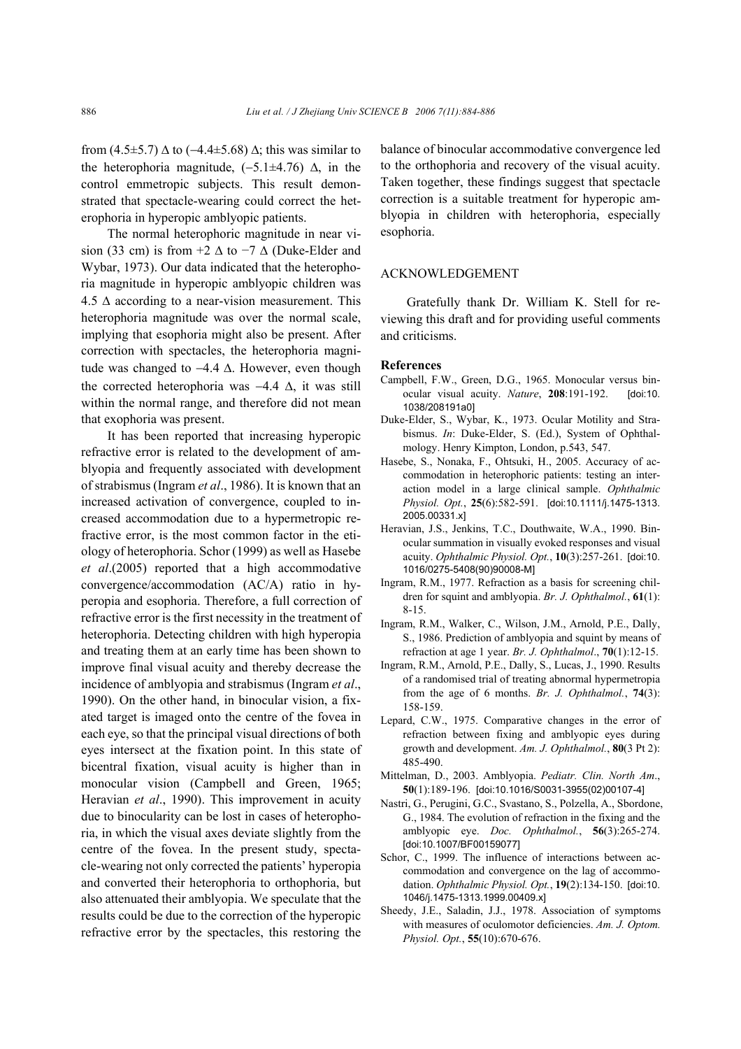from (4.5±5.7) Δ to (−4.4±5.68) Δ; this was similar to the heterophoria magnitude, (−5.1±4.76) Δ, in the control emmetropic subjects. This result demonstrated that spectacle-wearing could correct the heterophoria in hyperopic amblyopic patients.

The normal heterophoric magnitude in near vision (33 cm) is from +2 Δ to −7 Δ (Duke-Elder and Wybar, 1973). Our data indicated that the heterophoria magnitude in hyperopic amblyopic children was 4.5 Δ according to a near-vision measurement. This heterophoria magnitude was over the normal scale, implying that esophoria might also be present. After correction with spectacles, the heterophoria magnitude was changed to −4.4 Δ. However, even though the corrected heterophoria was −4.4 Δ, it was still within the normal range, and therefore did not mean that exophoria was present.

It has been reported that increasing hyperopic refractive error is related to the development of amblyopia and frequently associated with development of strabismus (Ingram *et al*., 1986). It is known that an increased activation of convergence, coupled to increased accommodation due to a hypermetropic refractive error, is the most common factor in the etiology of heterophoria. Schor (1999) as well as Hasebe *et al*.(2005) reported that a high accommodative convergence/accommodation (AC/A) ratio in hyperopia and esophoria. Therefore, a full correction of refractive error is the first necessity in the treatment of heterophoria. Detecting children with high hyperopia and treating them at an early time has been shown to improve final visual acuity and thereby decrease the incidence of amblyopia and strabismus (Ingram *et al*., 1990). On the other hand, in binocular vision, a fixated target is imaged onto the centre of the fovea in each eye, so that the principal visual directions of both eyes intersect at the fixation point. In this state of bicentral fixation, visual acuity is higher than in monocular vision (Campbell and Green, 1965; Heravian *et al*., 1990). This improvement in acuity due to binocularity can be lost in cases of heterophoria, in which the visual axes deviate slightly from the centre of the fovea. In the present study, spectacle-wearing not only corrected the patients' hyperopia and converted their heterophoria to orthophoria, but also attenuated their amblyopia. We speculate that the results could be due to the correction of the hyperopic refractive error by the spectacles, this restoring the balance of binocular accommodative convergence led to the orthophoria and recovery of the visual acuity. Taken together, these findings suggest that spectacle correction is a suitable treatment for hyperopic amblyopia in children with heterophoria, especially esophoria.

## ACKNOWLEDGEMENT

Gratefully thank Dr. William K. Stell for reviewing this draft and for providing useful comments and criticisms.

## References

Campbell, F.W., Green, D.G., 1965. Monocular versus binocular visual acuity. *Nature*, **208**:191-192. [doi:10.1038/208191a0]

Duke-Elder, S., Wybar, K., 1973. Ocular Motility and Strabismus. *In*: Duke-Elder, S. (Ed.), System of Ophthalmology. Henry Kimpton, London, p.543, 547.

Hasebe, S., Nonaka, F., Ohtsuki, H., 2005. Accuracy of accommodation in heterophoric patients: testing an interaction model in a large clinical sample. *Ophthalmic Physiol. Opt.*, **25**(6):582-591. [doi:10.1111/j.1475-1313.2005.00331.x]

Heravian, J.S., Jenkins, T.C., Douthwaite, W.A., 1990. Binocular summation in visually evoked responses and visual acuity. *Ophthalmic Physiol. Opt.*, **10**(3):257-261. [doi:10.1016/0275-5408(90)90008-M]

Ingram, R.M., 1977. Refraction as a basis for screening children for squint and amblyopia. *Br. J. Ophthalmol.*, **61**(1): 8-15.

Ingram, R.M., Walker, C., Wilson, J.M., Arnold, P.E., Dally, S., 1986. Prediction of amblyopia and squint by means of refraction at age 1 year. *Br. J. Ophthalmol*., **70**(1):12-15.

Ingram, R.M., Arnold, P.E., Dally, S., Lucas, J., 1990. Results of a randomised trial of treating abnormal hypermetropia from the age of 6 months. *Br. J. Ophthalmol.*, **74**(3): 158-159.

Lepard, C.W., 1975. Comparative changes in the error of refraction between fixing and amblyopic eyes during growth and development. *Am. J. Ophthalmol.*, **80**(3 Pt 2): 485-490.

Mittelman, D., 2003. Amblyopia. *Pediatr. Clin. North Am*., **50**(1):189-196. [doi:10.1016/S0031-3955(02)00107-4]

Nastri, G., Perugini, G.C., Svastano, S., Polzella, A., Sbordone, G., 1984. The evolution of refraction in the fixing and the amblyopic eye. *Doc. Ophthalmol.*, **56**(3):265-274. [doi:10.1007/BF00159077]

Schor, C., 1999. The influence of interactions between accommodation and convergence on the lag of accommodation. *Ophthalmic Physiol. Opt.*, **19**(2):134-150. [doi:10.1046/j.1475-1313.1999.00409.x]

Sheedy, J.E., Saladin, J.J., 1978. Association of symptoms with measures of oculomotor deficiencies. *Am. J. Optom. Physiol. Opt.*, **55**(10):670-676.